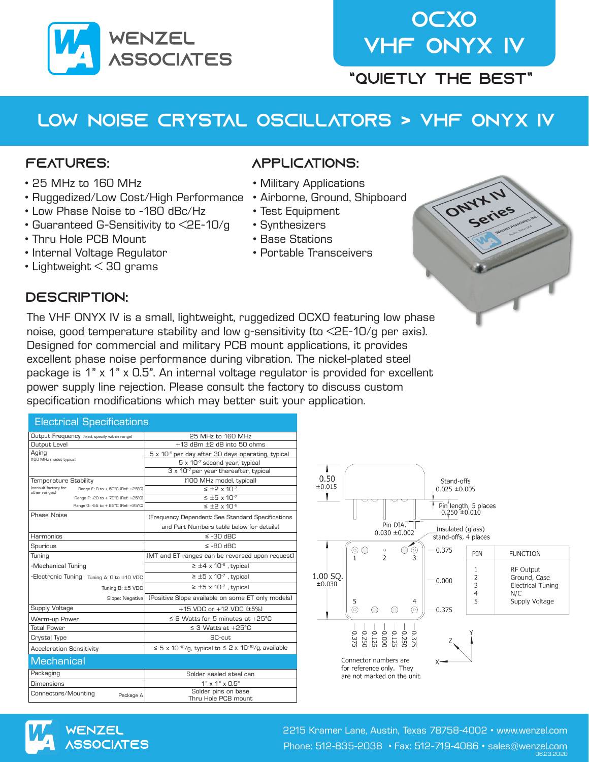# OCXO VHF ONYX IV

**"QUIETLY THE BEST"**

## LOW NOISE CRYSTAL OSCILLATORS > VHF ONYX IV

### FEATURES:

- 25 MHz to 160 MHz
- Ruggedized/Low Cost/High Performance
- Low Phase Noise to -180 dBc/Hz
- Guaranteed G-Sensitivity to <2E-10/g
- Thru Hole PCB Mount
- Internal Voltage Regulator
- Lightweight < 30 grams

### APPLICATIONS:

- Military Applications
- Airborne, Ground, Shipboard
- Test Equipment
- Synthesizers
- Base Stations
- Portable Transceivers

### DESCRIPTION:

The VHF ONYX IV is a small, lightweight, ruggedized OCXO featuring low phase noise, good temperature stability and low g-sensitivity (to <2E-10/g per axis). Designed for commercial and military PCB mount applications, it provides excellent phase noise performance during vibration. The nickel-plated steel package is 1" x 1" x 0.5". An internal voltage regulator is provided for excellent power supply line rejection. Please consult the factory to discuss custom specification modifications which may better suit your application.

| Electrical Specifications | |
|---|---|
| Output Frequency (fixed, specify within range) | 25 MHz to 160 MHz |
| Output Level | +13 dBm ±2 dB into 50 ohms |
| Aging (100 MHz model, typical) | $5 \times 10^{-9}$ per day after 30 days operating, typical |
| | $5 \times 10^{-7}$ second year, typical |
| | $3 \times 10^{-7}$ per year thereafter, typical |
| Temperature Stability (consult factory for other ranges) | (100 MHz model, typical) |
| Range E: 0 to + 50°C (Ref: +25°C) | $\leq \pm 2 \times 10^{-7}$ |
| Range F: -20 to + 70°C (Ref: +25°C) | $\leq \pm 5 \times 10^{-7}$ |
| Range G: -55 to + 85°C (Ref: +25°C) | $\leq \pm 2 \times 10^{-6}$ |
| Phase Noise | (Frequency Dependent: See Standard Specifications and Part Numbers table below for details) |
| Harmonics | ≤ -30 dBC |
| Spurious | ≤ -80 dBC |
| Tuning | (MT and ET ranges can be reversed upon request) |
| -Mechanical Tuning | $\geq \pm 4 \times 10^{-6}$, typical |
| -Electronic Tuning Tuning A: 0 to ±10 VDC | $\geq \pm 5 \times 10^{-7}$, typical |
| Tuning B: ±5 VDC | $\geq \pm 5 \times 10^{-7}$, typical |
| Slope: Negative | (Positive Slope available on some ET only models) |
| Supply Voltage | +15 VDC or +12 VDC (±5%) |
| Warm-up Power | ≤ 6 Watts for 5 minutes at +25°C |
| Total Power | ≤ 3 Watts at +25°C |
| Crystal Type | SC-cut |
| Acceleration Sensitivity | $\leq 5 \times 10^{-10}$/g, typical to $\leq 2 \times 10^{-10}$/g, available |
| **Mechanical** | |
| Packaging | Solder sealed steel can |
| Dimensions | 1" x 1" x 0.5" |
| Connectors/Mounting Package A | Solder pins on base Thru Hole PCB mount |

Dimensions: 0.50 ±0.015 height; 1.00 SQ. ±0.030; Stand-offs 0.025 ±0.005; Pin length, 5 places 0.250 ±0.010; Pin DIA. 0.030 ±0.002; Insulated (glass) stand-offs, 4 places. Pin positions: 0.375, 0.000, 0.375 (vertical); 0.375, 0.250, 0.125, 0.000, 0.125, 0.250, 0.375 (horizontal).

| PIN | FUNCTION |
|---|---|
| 1 | RF Output |
| 2 | Ground, Case |
| 3 | Electrical Tuning |
| 4 | N/C |
| 5 | Supply Voltage |

Connector numbers are for reference only. They are not marked on the unit.

WENZEL ASSOCIATES

2215 Kramer Lane, Austin, Texas 78758-4002 • www.wenzel.com
Phone: 512-835-2038 • Fax: 512-719-4086 • sales@wenzel.com
06.23.2020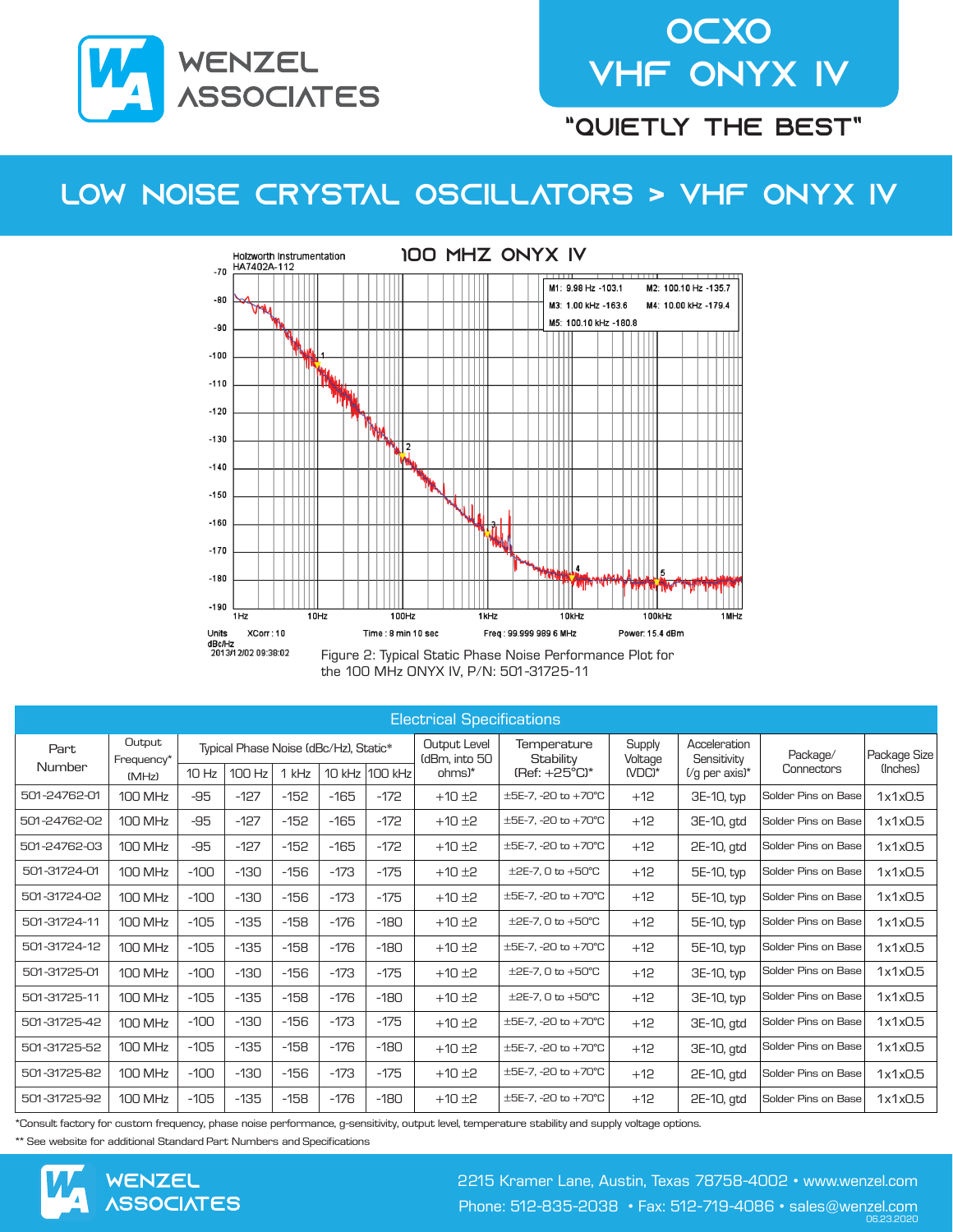# OCXO VHF ONYX IV

"QUIETLY THE BEST"

WENZEL ASSOCIATES

## LOW NOISE CRYSTAL OSCILLATORS > VHF ONYX IV

100 MHZ ONYX IV

Holzworth Instrumentation HA7402A-112

M1: 9.98 Hz -103.1
M2: 100.10 Hz -135.7
M3: 1.00 kHz -163.6
M4: 10.00 kHz -179.4
M5: 100.10 kHz -180.8

-70
-80
-90
-100
-110
-120
-130
-140
-150
-160
-170
-180
-190

1 Hz
10Hz
100Hz
1kHz
10kHz
100kHz
1MHz

Units dBc/Hz
XCorr : 10
Time : 8 min 10 sec
Freq : 99.999 989 6 MHz
Power: 15.4 dBm
2013/12/02 09:38:02

Figure 2: Typical Static Phase Noise Performance Plot for the 100 MHz ONYX IV, P/N: 501-31725-11

### Electrical Specifications

| Part Number | Output Frequency* (MHz) | Typical Phase Noise (dBc/Hz), Static* | | | | | Output Level (dBm, into 50 ohms)* | Temperature Stability (Ref: +25°C)* | Supply Voltage (VDC)* | Acceleration Sensitivity (/g per axis)* | Package/ Connectors | Package Size (Inches) |
|---|---|---|---|---|---|---|---|---|---|---|---|---|
| | | 10 Hz | 100 Hz | 1 kHz | 10 kHz | 100 kHz | | | | | | |
| 501-24762-01 | 100 MHz | -95 | -127 | -152 | -165 | -172 | +10 ±2 | ±5E-7, -20 to +70°C | +12 | 3E-10, typ | Solder Pins on Base | 1x1x0.5 |
| 501-24762-02 | 100 MHz | -95 | -127 | -152 | -165 | -172 | +10 ±2 | ±5E-7, -20 to +70°C | +12 | 3E-10, gtd | Solder Pins on Base | 1x1x0.5 |
| 501-24762-03 | 100 MHz | -95 | -127 | -152 | -165 | -172 | +10 ±2 | ±5E-7, -20 to +70°C | +12 | 2E-10, gtd | Solder Pins on Base | 1x1x0.5 |
| 501-31724-01 | 100 MHz | -100 | -130 | -156 | -173 | -175 | +10 ±2 | ±2E-7, 0 to +50°C | +12 | 5E-10, typ | Solder Pins on Base | 1x1x0.5 |
| 501-31724-02 | 100 MHz | -100 | -130 | -156 | -173 | -175 | +10 ±2 | ±5E-7, -20 to +70°C | +12 | 5E-10, typ | Solder Pins on Base | 1x1x0.5 |
| 501-31724-11 | 100 MHz | -105 | -135 | -158 | -176 | -180 | +10 ±2 | ±2E-7, 0 to +50°C | +12 | 5E-10, typ | Solder Pins on Base | 1x1x0.5 |
| 501-31724-12 | 100 MHz | -105 | -135 | -158 | -176 | -180 | +10 ±2 | ±5E-7, -20 to +70°C | +12 | 5E-10, typ | Solder Pins on Base | 1x1x0.5 |
| 501-31725-01 | 100 MHz | -100 | -130 | -156 | -173 | -175 | +10 ±2 | ±2E-7, 0 to +50°C | +12 | 3E-10, typ | Solder Pins on Base | 1x1x0.5 |
| 501-31725-11 | 100 MHz | -105 | -135 | -158 | -176 | -180 | +10 ±2 | ±2E-7, 0 to +50°C | +12 | 3E-10, typ | Solder Pins on Base | 1x1x0.5 |
| 501-31725-42 | 100 MHz | -100 | -130 | -156 | -173 | -175 | +10 ±2 | ±5E-7, -20 to +70°C | +12 | 3E-10, gtd | Solder Pins on Base | 1x1x0.5 |
| 501-31725-52 | 100 MHz | -105 | -135 | -158 | -176 | -180 | +10 ±2 | ±5E-7, -20 to +70°C | +12 | 3E-10, gtd | Solder Pins on Base | 1x1x0.5 |
| 501-31725-82 | 100 MHz | -100 | -130 | -156 | -173 | -175 | +10 ±2 | ±5E-7, -20 to +70°C | +12 | 2E-10, gtd | Solder Pins on Base | 1x1x0.5 |
| 501-31725-92 | 100 MHz | -105 | -135 | -158 | -176 | -180 | +10 ±2 | ±5E-7, -20 to +70°C | +12 | 2E-10, gtd | Solder Pins on Base | 1x1x0.5 |

*Consult factory for custom frequency, phase noise performance, g-sensitivity, output level, temperature stability and supply voltage options.

** See website for additional Standard Part Numbers and Specifications

WENZEL ASSOCIATES

2215 Kramer Lane, Austin, Texas 78758-4002 • www.wenzel.com

Phone: 512-835-2038 • Fax: 512-719-4086 • sales@wenzel.com

06.23.2020